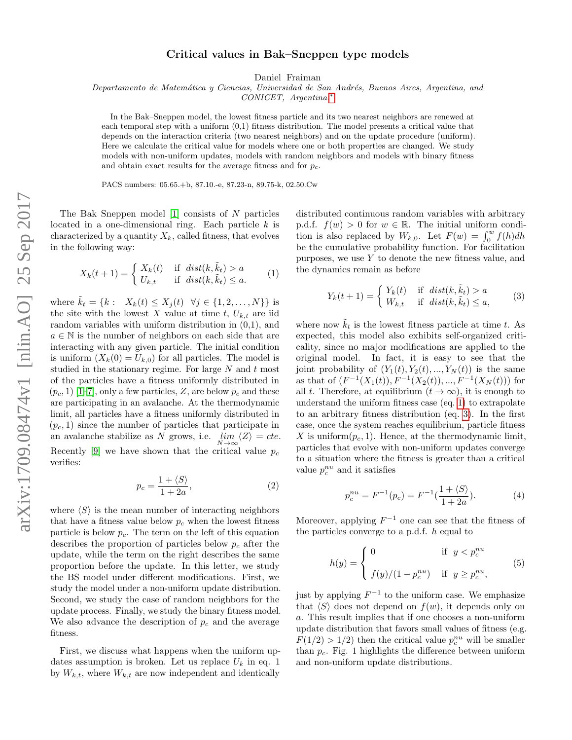# Critical values in Bak–Sneppen type models

Daniel Fraiman

*Departamento de Matemática y Ciencias, Universidad de San Andrés, Buenos Aires, Argentina, and CONICET, Argentina.*[*]

In the Bak–Sneppen model, the lowest fitness particle and its two nearest neighbors are renewed at each temporal step with a uniform (0,1) fitness distribution. The model presents a critical value that depends on the interaction criteria (two nearest neighbors) and on the update procedure (uniform). Here we calculate the critical value for models where one or both properties are changed. We study models with non-uniform updates, models with random neighbors and models with binary fitness and obtain exact results for the average fitness and for $p_c$.

PACS numbers: 05.65.+b, 87.10.-e, 87.23-n, 89.75-k, 02.50.Cw

The Bak Sneppen model [1] consists of $N$ particles located in a one-dimensional ring. Each particle $k$ is characterized by a quantity $X_k$, called fitness, that evolves in the following way:

$$X_k(t+1) = \begin{cases} X_k(t) & \text{if } \; dist(k, \tilde{k}_t) > a \\ U_{k,t} & \text{if } \; dist(k, \tilde{k}_t) \leq a. \end{cases} \tag{1}$$

where $\tilde{k}_t = \{k : \;\; X_k(t) \leq X_j(t) \;\; \forall j \in \{1, 2, \ldots, N\}\}$ is the site with the lowest $X$ value at time $t$, $U_{k,t}$ are iid random variables with uniform distribution in (0,1), and $a \in \mathbb{N}$ is the number of neighbors on each side that are interacting with any given particle. The initial condition is uniform ($X_k(0) = U_{k,0}$) for all particles. The model is studied in the stationary regime. For large $N$ and $t$ most of the particles have a fitness uniformly distributed in $(p_c, 1)$ [1–7], only a few particles, $Z$, are below $p_c$ and these are participating in an avalanche. At the thermodynamic limit, all particles have a fitness uniformly distributed in $(p_c, 1)$ since the number of particles that participate in an avalanche stabilize as $N$ grows, i.e. $\lim_{N\to\infty} \langle Z \rangle = cte$. Recently [9] we have shown that the critical value $p_c$ verifies:

$$p_c = \frac{1 + \langle S \rangle}{1 + 2a}, \tag{2}$$

where $\langle S \rangle$ is the mean number of interacting neighbors that have a fitness value below $p_c$ when the lowest fitness particle is below $p_c$. The term on the left of this equation describes the proportion of particles below $p_c$ after the update, while the term on the right describes the same proportion before the update. In this letter, we study the BS model under different modifications. First, we study the model under a non-uniform update distribution. Second, we study the case of random neighbors for the update process. Finally, we study the binary fitness model. We also advance the description of $p_c$ and the average fitness.

First, we discuss what happens when the uniform updates assumption is broken. Let us replace $U_k$ in eq. 1 by $W_{k,t}$, where $W_{k,t}$ are now independent and identically distributed continuous random variables with arbitrary p.d.f. $f(w) > 0$ for $w \in \mathbb{R}$. The initial uniform condition is also replaced by $W_{k,0}$. Let $F(w) = \int_0^w f(h)dh$ be the cumulative probability function. For facilitation purposes, we use $Y$ to denote the new fitness value, and the dynamics remain as before

$$Y_k(t+1) = \begin{cases} Y_k(t) & \text{if } \; dist(k, \tilde{k}_t) > a \\ W_{k,t} & \text{if } \; dist(k, \tilde{k}_t) \leq a, \end{cases} \tag{3}$$

where now $\tilde{k}_t$ is the lowest fitness particle at time $t$. As expected, this model also exhibits self-organized criticality, since no major modifications are applied to the original model. In fact, it is easy to see that the joint probability of $(Y_1(t), Y_2(t), ..., Y_N(t))$ is the same as that of $(F^{-1}(X_1(t)), F^{-1}(X_2(t)), ..., F^{-1}(X_N(t)))$ for all $t$. Therefore, at equilibrium ($t \to \infty$), it is enough to understand the uniform fitness case (eq. 1) to extrapolate to an arbitrary fitness distribution (eq. 3). In the first case, once the system reaches equilibrium, particle fitness $X$ is uniform$(p_c, 1)$. Hence, at the thermodynamic limit, particles that evolve with non-uniform updates converge to a situation where the fitness is greater than a critical value $p_c^{nu}$ and it satisfies

$$p_c^{nu} = F^{-1}(p_c) = F^{-1}\left(\frac{1 + \langle S \rangle}{1 + 2a}\right). \tag{4}$$

Moreover, applying $F^{-1}$ one can see that the fitness of the particles converge to a p.d.f. $h$ equal to

$$h(y) = \begin{cases} 0 & \text{if } \; y < p_c^{nu} \\ f(y)/(1 - p_c^{nu}) & \text{if } \; y \geq p_c^{nu}, \end{cases} \tag{5}$$

just by applying $F^{-1}$ to the uniform case. We emphasize that $\langle S \rangle$ does not depend on $f(w)$, it depends only on $a$. This result implies that if one chooses a non-uniform update distribution that favors small values of fitness (e.g. $F(1/2) > 1/2$) then the critical value $p_c^{nu}$ will be smaller than $p_c$. Fig. 1 highlights the difference between uniform and non-uniform update distributions.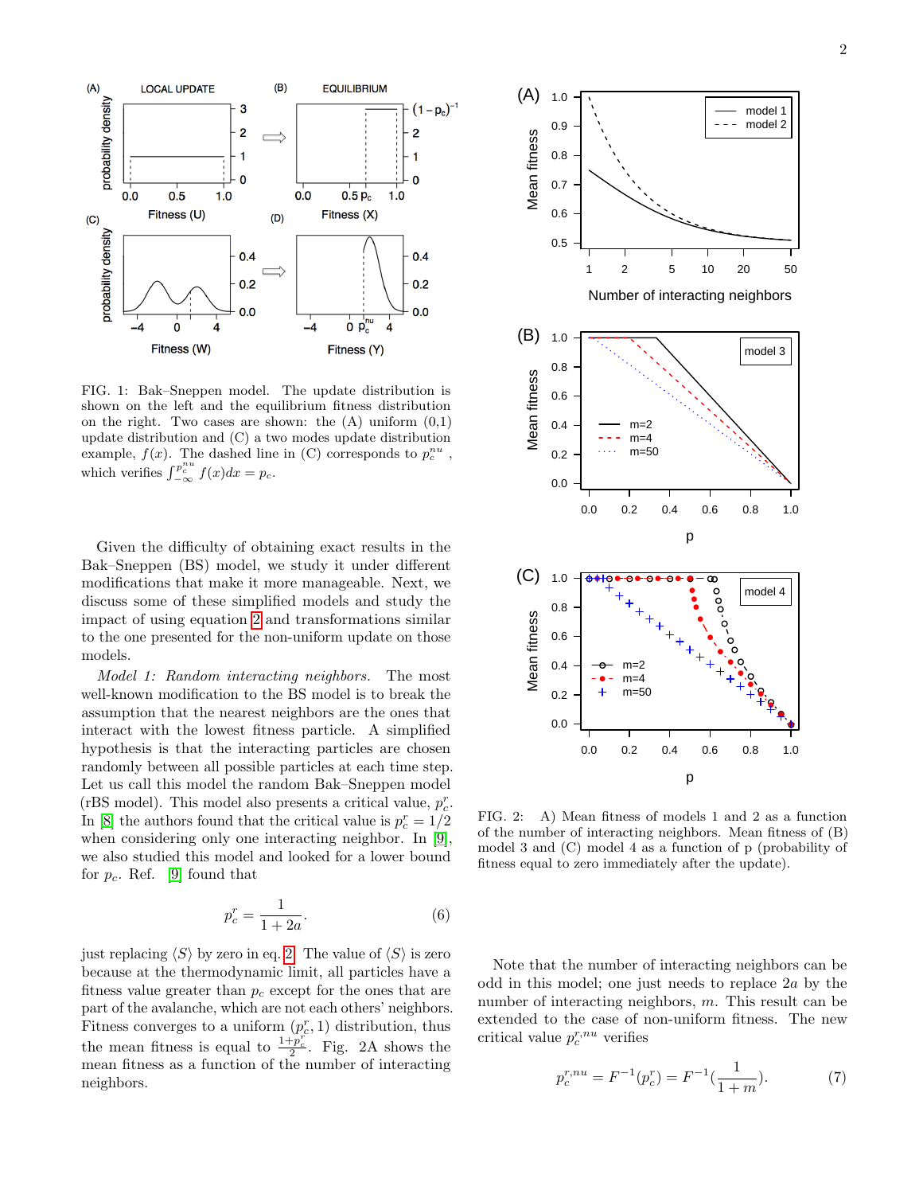FIG. 1: Bak–Sneppen model. The update distribution is shown on the left and the equilibrium fitness distribution on the right. Two cases are shown: the (A) uniform (0,1) update distribution and (C) a two modes update distribution example, $f(x)$. The dashed line in (C) corresponds to $p_c^{nu}$, which verifies $\int_{-\infty}^{p_c^{nu}} f(x)dx = p_c$.

FIG. 2: A) Mean fitness of models 1 and 2 as a function of the number of interacting neighbors. Mean fitness of (B) model 3 and (C) model 4 as a function of p (probability of fitness equal to zero immediately after the update).

Given the difficulty of obtaining exact results in the Bak–Sneppen (BS) model, we study it under different modifications that make it more manageable. Next, we discuss some of these simplified models and study the impact of using equation 2 and transformations similar to the one presented for the non-uniform update on those models.

*Model 1: Random interacting neighbors.* The most well-known modification to the BS model is to break the assumption that the nearest neighbors are the ones that interact with the lowest fitness particle. A simplified hypothesis is that the interacting particles are chosen randomly between all possible particles at each time step. Let us call this model the random Bak–Sneppen model (rBS model). This model also presents a critical value, $p_c^r$. In [8] the authors found that the critical value is $p_c^r = 1/2$ when considering only one interacting neighbor. In [9], we also studied this model and looked for a lower bound for $p_c$. Ref. [9] found that

$$p_c^r = \frac{1}{1 + 2a}. \tag{6}$$

just replacing $\langle S \rangle$ by zero in eq. 2. The value of $\langle S \rangle$ is zero because at the thermodynamic limit, all particles have a fitness value greater than $p_c$ except for the ones that are part of the avalanche, which are not each others' neighbors. Fitness converges to a uniform $(p_c^r, 1)$ distribution, thus the mean fitness is equal to $\frac{1+p_c^r}{2}$. Fig. 2A shows the mean fitness as a function of the number of interacting neighbors.

Note that the number of interacting neighbors can be odd in this model; one just needs to replace $2a$ by the number of interacting neighbors, $m$. This result can be extended to the case of non-uniform fitness. The new critical value $p_c^{r,nu}$ verifies

$$p_c^{r,nu} = F^{-1}(p_c^r) = F^{-1}\left(\frac{1}{1+m}\right). \tag{7}$$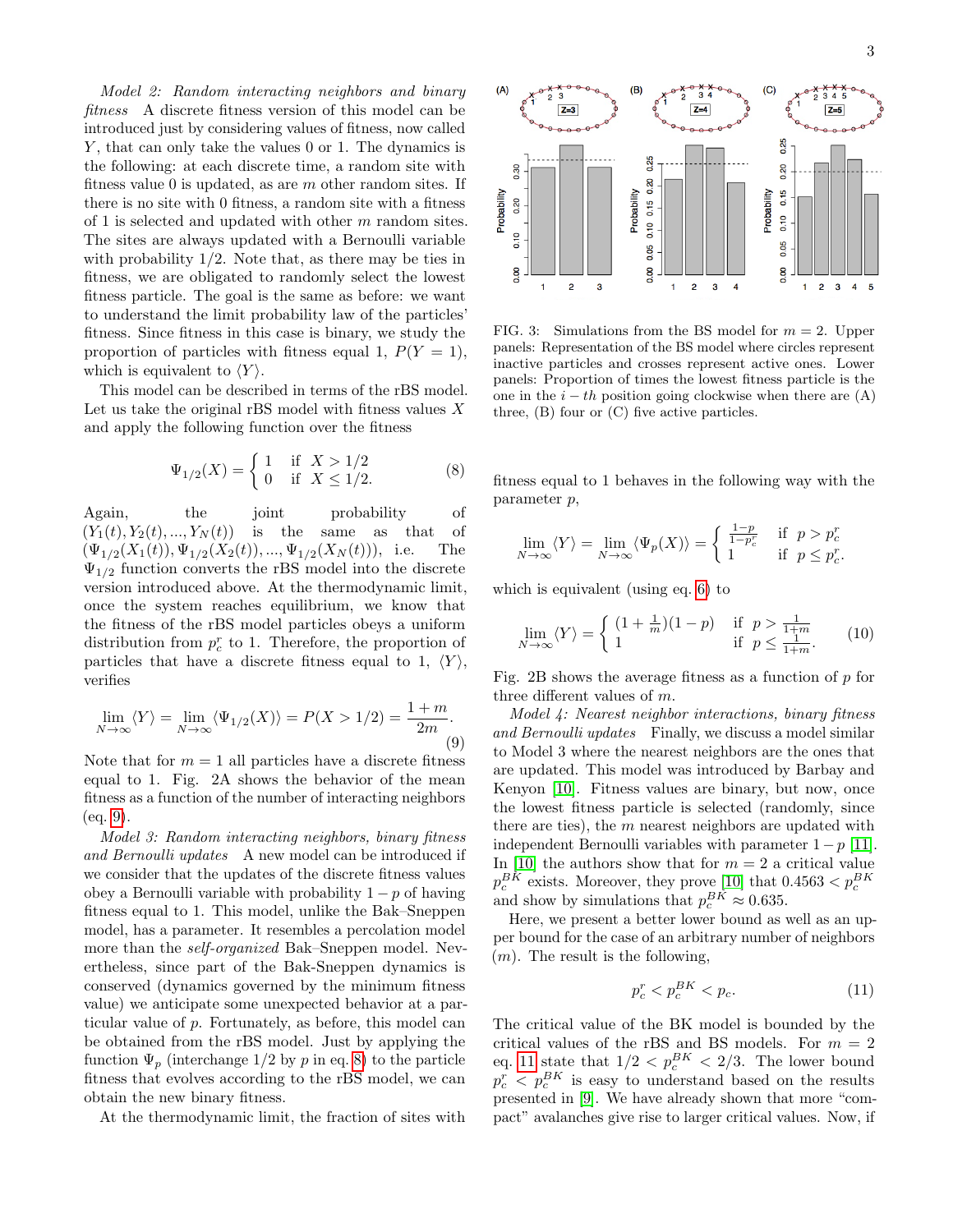*Model 2: Random interacting neighbors and binary fitness* A discrete fitness version of this model can be introduced just by considering values of fitness, now called $Y$, that can only take the values 0 or 1. The dynamics is the following: at each discrete time, a random site with fitness value 0 is updated, as are $m$ other random sites. If there is no site with 0 fitness, a random site with a fitness of 1 is selected and updated with other $m$ random sites. The sites are always updated with a Bernoulli variable with probability 1/2. Note that, as there may be ties in fitness, we are obligated to randomly select the lowest fitness particle. The goal is the same as before: we want to understand the limit probability law of the particles' fitness. Since fitness in this case is binary, we study the proportion of particles with fitness equal 1, $P(Y=1)$, which is equivalent to $\langle Y \rangle$.

This model can be described in terms of the rBS model. Let us take the original rBS model with fitness values $X$ and apply the following function over the fitness

$$\Psi_{1/2}(X) = \begin{cases} 1 & \text{if } X > 1/2 \\ 0 & \text{if } X \leq 1/2. \end{cases} \quad (8)$$

Again, the joint probability of $(Y_1(t), Y_2(t), ..., Y_N(t))$ is the same as that of $(\Psi_{1/2}(X_1(t)), \Psi_{1/2}(X_2(t)), ..., \Psi_{1/2}(X_N(t)))$, i.e. The $\Psi_{1/2}$ function converts the rBS model into the discrete version introduced above. At the thermodynamic limit, once the system reaches equilibrium, we know that the fitness of the rBS model particles obeys a uniform distribution from $p_c^r$ to 1. Therefore, the proportion of particles that have a discrete fitness equal to 1, $\langle Y \rangle$, verifies

$$\lim_{N\to\infty} \langle Y \rangle = \lim_{N\to\infty} \langle \Psi_{1/2}(X) \rangle = P(X > 1/2) = \frac{1+m}{2m}. \quad (9)$$

Note that for $m = 1$ all particles have a discrete fitness equal to 1. Fig. 2A shows the behavior of the mean fitness as a function of the number of interacting neighbors (eq. 9).

*Model 3: Random interacting neighbors, binary fitness and Bernoulli updates* A new model can be introduced if we consider that the updates of the discrete fitness values obey a Bernoulli variable with probability $1-p$ of having fitness equal to 1. This model, unlike the Bak–Sneppen model, has a parameter. It resembles a percolation model more than the *self-organized* Bak–Sneppen model. Nevertheless, since part of the Bak-Sneppen dynamics is conserved (dynamics governed by the minimum fitness value) we anticipate some unexpected behavior at a particular value of $p$. Fortunately, as before, this model can be obtained from the rBS model. Just by applying the function $\Psi_p$ (interchange 1/2 by $p$ in eq. 8) to the particle fitness that evolves according to the rBS model, we can obtain the new binary fitness.

At the thermodynamic limit, the fraction of sites with fitness equal to 1 behaves in the following way with the parameter $p$,

$$\lim_{N\to\infty} \langle Y \rangle = \lim_{N\to\infty} \langle \Psi_p(X) \rangle = \begin{cases} \frac{1-p}{1-p_c^r} & \text{if } p > p_c^r \\ 1 & \text{if } p \leq p_c^r. \end{cases}$$

which is equivalent (using eq. 6) to

$$\lim_{N\to\infty} \langle Y \rangle = \begin{cases} (1+\frac{1}{m})(1-p) & \text{if } p > \frac{1}{1+m} \\ 1 & \text{if } p \leq \frac{1}{1+m}. \end{cases} \quad (10)$$

Fig. 2B shows the average fitness as a function of $p$ for three different values of $m$.

*Model 4: Nearest neighbor interactions, binary fitness and Bernoulli updates* Finally, we discuss a model similar to Model 3 where the nearest neighbors are the ones that are updated. This model was introduced by Barbay and Kenyon [10]. Fitness values are binary, but now, once the lowest fitness particle is selected (randomly, since there are ties), the $m$ nearest neighbors are updated with independent Bernoulli variables with parameter $1-p$ [11]. In [10] the authors show that for $m = 2$ a critical value $p_c^{BK}$ exists. Moreover, they prove [10] that $0.4563 < p_c^{BK}$ and show by simulations that $p_c^{BK} \approx 0.635$.

Here, we present a better lower bound as well as an upper bound for the case of an arbitrary number of neighbors ($m$). The result is the following,

$$p_c^r < p_c^{BK} < p_c. \quad (11)$$

The critical value of the BK model is bounded by the critical values of the rBS and BS models. For $m = 2$ eq. 11 state that $1/2 < p_c^{BK} < 2/3$. The lower bound $p_c^r < p_c^{BK}$ is easy to understand based on the results presented in [9]. We have already shown that more "compact" avalanches give rise to larger critical values. Now, if

FIG. 3: Simulations from the BS model for $m = 2$. Upper panels: Representation of the BS model where circles represent inactive particles and crosses represent active ones. Lower panels: Proportion of times the lowest fitness particle is the one in the $i-th$ position going clockwise when there are (A) three, (B) four or (C) five active particles.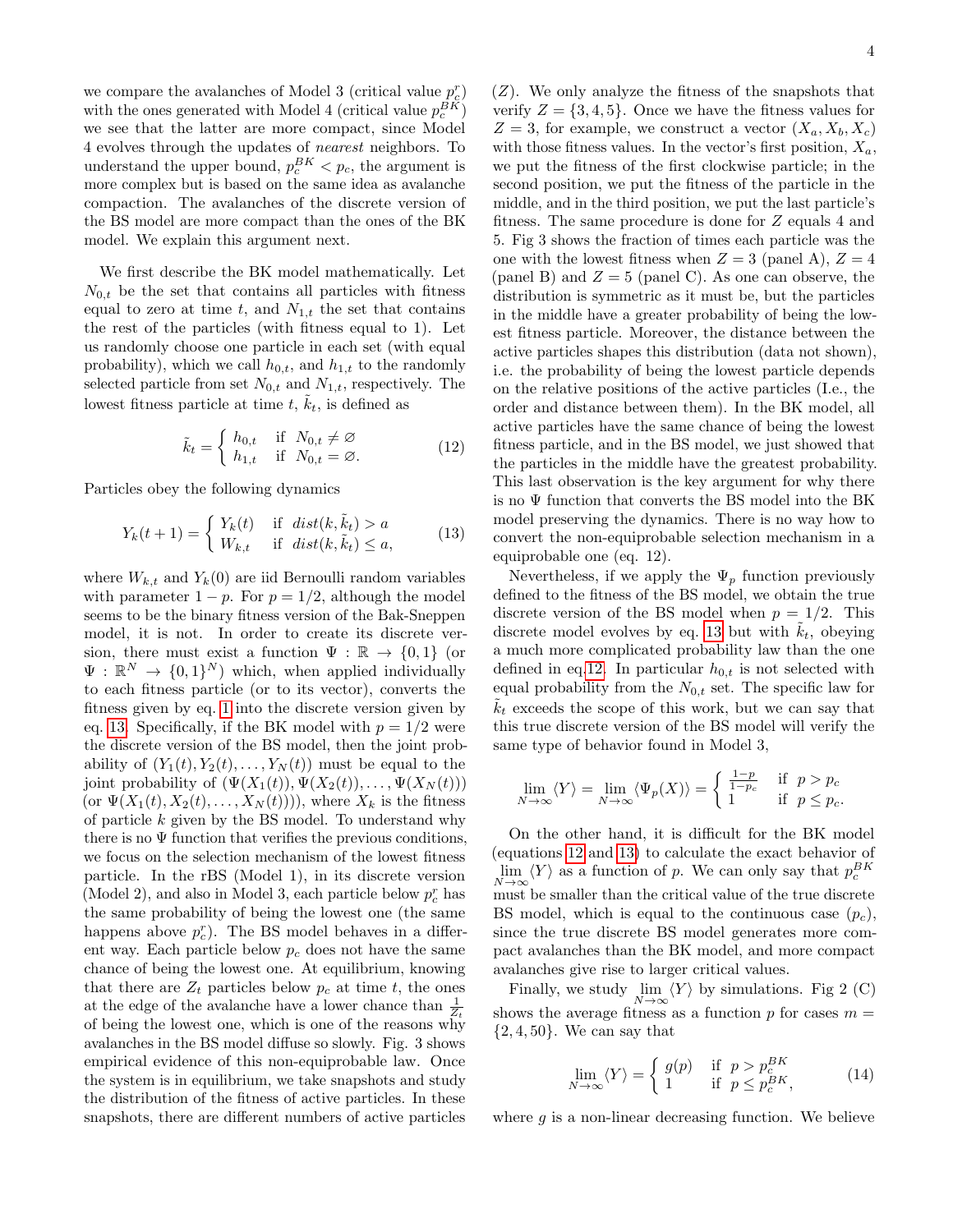we compare the avalanches of Model 3 (critical value $p_c^r$) with the ones generated with Model 4 (critical value $p_c^{BK}$) we see that the latter are more compact, since Model 4 evolves through the updates of *nearest* neighbors. To understand the upper bound, $p_c^{BK} < p_c$, the argument is more complex but is based on the same idea as avalanche compaction. The avalanches of the discrete version of the BS model are more compact than the ones of the BK model. We explain this argument next.

We first describe the BK model mathematically. Let $N_{0,t}$ be the set that contains all particles with fitness equal to zero at time $t$, and $N_{1,t}$ the set that contains the rest of the particles (with fitness equal to 1). Let us randomly choose one particle in each set (with equal probability), which we call $h_{0,t}$, and $h_{1,t}$ to the randomly selected particle from set $N_{0,t}$ and $N_{1,t}$, respectively. The lowest fitness particle at time $t$, $\tilde{k}_t$, is defined as

$$\tilde{k}_t = \begin{cases} h_{0,t} & \text{if } N_{0,t} \neq \varnothing \\ h_{1,t} & \text{if } N_{0,t} = \varnothing. \end{cases} \tag{12}$$

Particles obey the following dynamics

$$Y_k(t+1) = \begin{cases} Y_k(t) & \text{if } dist(k, \tilde{k}_t) > a \\ W_{k,t} & \text{if } dist(k, \tilde{k}_t) \leq a, \end{cases} \tag{13}$$

where $W_{k,t}$ and $Y_k(0)$ are iid Bernoulli random variables with parameter $1-p$. For $p = 1/2$, although the model seems to be the binary fitness version of the Bak-Sneppen model, it is not. In order to create its discrete version, there must exist a function $\Psi : \mathbb{R} \to \{0,1\}$ (or $\Psi : \mathbb{R}^N \to \{0,1\}^N$) which, when applied individually to each fitness particle (or to its vector), converts the fitness given by eq. 1 into the discrete version given by eq. 13. Specifically, if the BK model with $p = 1/2$ were the discrete version of the BS model, then the joint probability of $(Y_1(t), Y_2(t), \ldots, Y_N(t))$ must be equal to the joint probability of $(\Psi(X_1(t)), \Psi(X_2(t)), \ldots, \Psi(X_N(t)))$ (or $\Psi(X_1(t), X_2(t), \ldots, X_N(t))$), where $X_k$ is the fitness of particle $k$ given by the BS model. To understand why there is no $\Psi$ function that verifies the previous conditions, we focus on the selection mechanism of the lowest fitness particle. In the rBS (Model 1), in its discrete version (Model 2), and also in Model 3, each particle below $p_c^r$ has the same probability of being the lowest one (the same happens above $p_c^r$). The BS model behaves in a different way. Each particle below $p_c$ does not have the same chance of being the lowest one. At equilibrium, knowing that there are $Z_t$ particles below $p_c$ at time $t$, the ones at the edge of the avalanche have a lower chance than $\frac{1}{Z_t}$ of being the lowest one, which is one of the reasons why avalanches in the BS model diffuse so slowly. Fig. 3 shows empirical evidence of this non-equiprobable law. Once the system is in equilibrium, we take snapshots and study the distribution of the fitness of active particles. In these snapshots, there are different numbers of active particles ($Z$). We only analyze the fitness of the snapshots that verify $Z = \{3, 4, 5\}$. Once we have the fitness values for $Z = 3$, for example, we construct a vector $(X_a, X_b, X_c)$ with those fitness values. In the vector's first position, $X_a$, we put the fitness of the first clockwise particle; in the second position, we put the fitness of the particle in the middle, and in the third position, we put the last particle's fitness. The same procedure is done for $Z$ equals 4 and 5. Fig 3 shows the fraction of times each particle was the one with the lowest fitness when $Z = 3$ (panel A), $Z = 4$ (panel B) and $Z = 5$ (panel C). As one can observe, the distribution is symmetric as it must be, but the particles in the middle have a greater probability of being the lowest fitness particle. Moreover, the distance between the active particles shapes this distribution (data not shown), i.e. the probability of being the lowest particle depends on the relative positions of the active particles (I.e., the order and distance between them). In the BK model, all active particles have the same chance of being the lowest fitness particle, and in the BS model, we just showed that the particles in the middle have the greatest probability. This last observation is the key argument for why there is no $\Psi$ function that converts the BS model into the BK model preserving the dynamics. There is no way how to convert the non-equiprobable selection mechanism in a equiprobable one (eq. 12).

Nevertheless, if we apply the $\Psi_p$ function previously defined to the fitness of the BS model, we obtain the true discrete version of the BS model when $p = 1/2$. This discrete model evolves by eq. 13 but with $\tilde{k}_t$, obeying a much more complicated probability law than the one defined in eq.12. In particular $h_{0,t}$ is not selected with equal probability from the $N_{0,t}$ set. The specific law for $\tilde{k}_t$ exceeds the scope of this work, but we can say that this true discrete version of the BS model will verify the same type of behavior found in Model 3,

$$\lim_{N\to\infty} \langle Y \rangle = \lim_{N\to\infty} \langle \Psi_p(X) \rangle = \begin{cases} \frac{1-p}{1-p_c} & \text{if } p > p_c \\ 1 & \text{if } p \leq p_c. \end{cases}$$

On the other hand, it is difficult for the BK model (equations 12 and 13) to calculate the exact behavior of $\lim_{N\to\infty} \langle Y \rangle$ as a function of $p$. We can only say that $p_c^{BK}$ must be smaller than the critical value of the true discrete BS model, which is equal to the continuous case ($p_c$), since the true discrete BS model generates more compact avalanches than the BK model, and more compact avalanches give rise to larger critical values.

Finally, we study $\lim_{N\to\infty} \langle Y \rangle$ by simulations. Fig 2 (C) shows the average fitness as a function $p$ for cases $m = \{2, 4, 50\}$. We can say that

$$\lim_{N\to\infty} \langle Y \rangle = \begin{cases} g(p) & \text{if } p > p_c^{BK} \\ 1 & \text{if } p \leq p_c^{BK}, \end{cases} \tag{14}$$

where $g$ is a non-linear decreasing function. We believe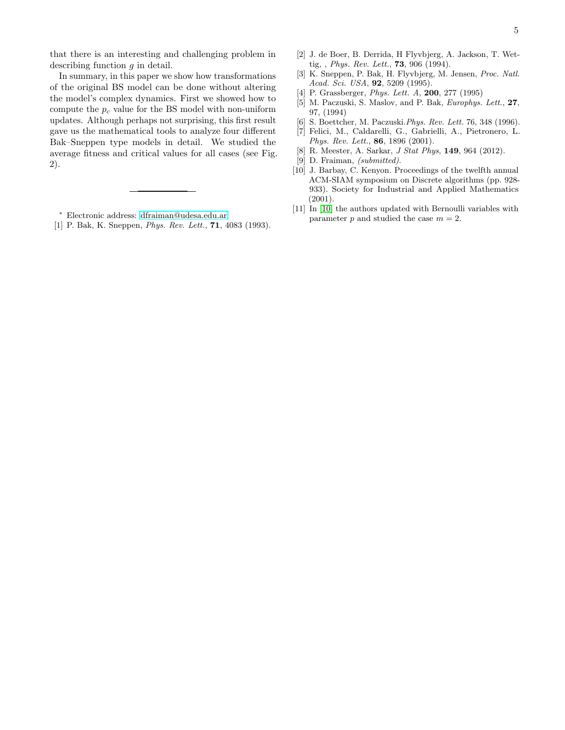that there is an interesting and challenging problem in describing function $g$ in detail.

In summary, in this paper we show how transformations of the original BS model can be done without altering the model's complex dynamics. First we showed how to compute the $p_c$ value for the BS model with non-uniform updates. Although perhaps not surprising, this first result gave us the mathematical tools to analyze four different Bak–Sneppen type models in detail. We studied the average fitness and critical values for all cases (see Fig. 2).

---

* Electronic address: dfraiman@udesa.edu.ar

[1] P. Bak, K. Sneppen, *Phys. Rev. Lett.*, **71**, 4083 (1993).

[2] J. de Boer, B. Derrida, H Flyvbjerg, A. Jackson, T. Wettig, , *Phys. Rev. Lett.*, **73**, 906 (1994).

[3] K. Sneppen, P. Bak, H. Flyvbjerg, M. Jensen, *Proc. Natl. Acad. Sci. USA*, **92**, 5209 (1995).

[4] P. Grassberger, *Phys. Lett. A*, **200**, 277 (1995)

[5] M. Paczuski, S. Maslov, and P. Bak, *Europhys. Lett.*, **27**, 97, (1994)

[6] S. Boettcher, M. Paczuski.*Phys. Rev. Lett.* 76, 348 (1996).

[7] Felici, M., Caldarelli, G., Gabrielli, A., Pietronero, L. *Phys. Rev. Lett.*, **86**, 1896 (2001).

[8] R. Meester, A. Sarkar, *J Stat Phys*, **149**, 964 (2012).

[9] D. Fraiman, *(submitted)*.

[10] J. Barbay, C. Kenyon. Proceedings of the twelfth annual ACM-SIAM symposium on Discrete algorithms (pp. 928-933). Society for Industrial and Applied Mathematics (2001).

[11] In [10] the authors updated with Bernoulli variables with parameter $p$ and studied the case $m = 2$.